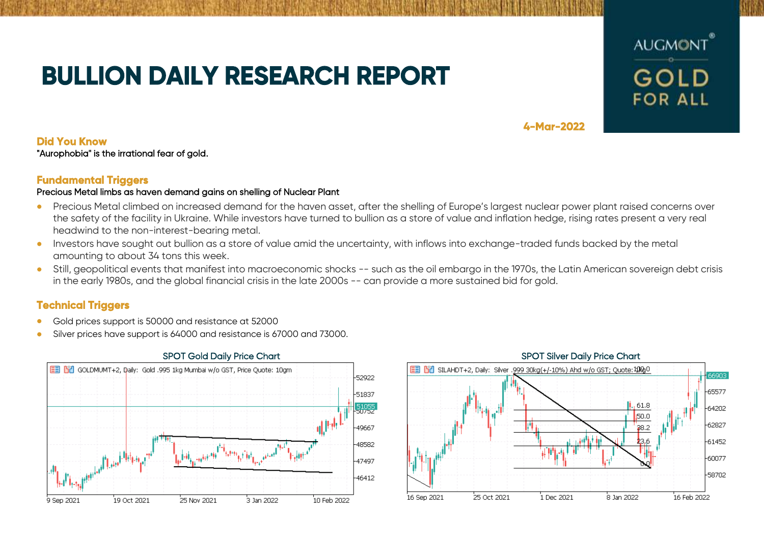# BULLION DAILY RESEARCH REPORT

AUGMONT GOLD FOR ALL

**4-Mar-2022**

## Did You Know

"Aurophobia" is the irrational fear of gold.

## Fundamental Triggers

Precious Metal limbs as haven demand gains on shelling of Nuclear Plant

- Precious Metal climbed on increased demand for the haven asset, after the shelling of Europe's largest nuclear power plant raised concerns over the safety of the facility in Ukraine. While investors have turned to bullion as a store of value and inflation hedge, rising rates present a very real headwind to the non-interest-bearing metal.
- Investors have sought out bullion as a store of value amid the uncertainty, with inflows into exchange-traded funds backed by the metal amounting to about 34 tons this week.
- Still, geopolitical events that manifest into macroeconomic shocks -- such as the oil embargo in the 1970s, the Latin American sovereign debt crisis in the early 1980s, and the global financial crisis in the late 2000s -- can provide a more sustained bid for gold.

## Technical Triggers

- Gold prices support is 50000 and resistance at 52000
- Silver prices have support is 64000 and resistance is 67000 and 73000.

SPOT Gold Daily Price Chart

SPOT Silver Daily Price Chart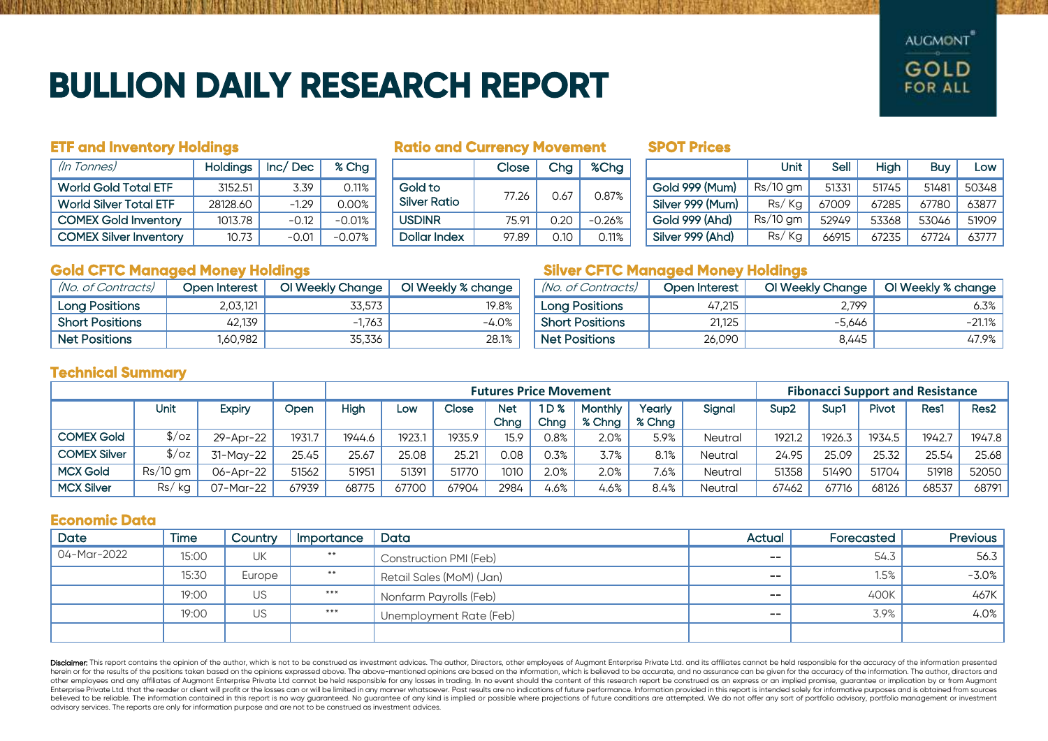# BULLION DAILY RESEARCH REPORT

AUGMONT GOLD FOR ALL

## ETF and Inventory Holdings

| *(In Tonnes)* | Holdings | Inc/ Dec | % Chg |
|---|---|---|---|
| World Gold Total ETF | 3152.51 | 3.39 | 0.11% |
| World Silver Total ETF | 28128.60 | -1.29 | 0.00% |
| COMEX Gold Inventory | 1013.78 | -0.12 | -0.01% |
| COMEX Silver Inventory | 10.73 | -0.01 | -0.07% |

## Ratio and Currency Movement

| | Close | Chg | %Chg |
|---|---|---|---|
| Gold to Silver Ratio | 77.26 | 0.67 | 0.87% |
| USDINR | 75.91 | 0.20 | -0.26% |
| Dollar Index | 97.89 | 0.10 | 0.11% |

## SPOT Prices

| | Unit | Sell | High | Buy | Low |
|---|---|---|---|---|---|
| Gold 999 (Mum) | Rs/10 gm | 51331 | 51745 | 51481 | 50348 |
| Silver 999 (Mum) | Rs/ Kg | 67009 | 67285 | 67780 | 63877 |
| Gold 999 (Ahd) | Rs/10 gm | 52949 | 53368 | 53046 | 51909 |
| Silver 999 (Ahd) | Rs/ Kg | 66915 | 67235 | 67724 | 63777 |

## Gold CFTC Managed Money Holdings

| *(No. of Contracts)* | Open Interest | OI Weekly Change | OI Weekly % change |
|---|---|---|---|
| Long Positions | 2,03,121 | 33,573 | 19.8% |
| Short Positions | 42,139 | -1,763 | -4.0% |
| Net Positions | 1,60,982 | 35,336 | 28.1% |

## Silver CFTC Managed Money Holdings

| *(No. of Contracts)* | Open Interest | OI Weekly Change | OI Weekly % change |
|---|---|---|---|
| Long Positions | 47,215 | 2,799 | 6.3% |
| Short Positions | 21,125 | -5,646 | -21.1% |
| Net Positions | 26,090 | 8,445 | 47.9% |

## Technical Summary

| | | | | Futures Price Movement | | | | | | | | Fibonacci Support and Resistance | | | | |
|---|---|---|---|---|---|---|---|---|---|---|---|---|---|---|---|---|
| | Unit | Expiry | Open | High | Low | Close | Net Chng | 1 D % Chng | Monthly % Chng | Yearly % Chng | Signal | Sup2 | Sup1 | Pivot | Res1 | Res2 |
| COMEX Gold | $/oz | 29-Apr-22 | 1931.7 | 1944.6 | 1923.1 | 1935.9 | 15.9 | 0.8% | 2.0% | 5.9% | Neutral | 1921.2 | 1926.3 | 1934.5 | 1942.7 | 1947.8 |
| COMEX Silver | $/oz | 31-May-22 | 25.45 | 25.67 | 25.08 | 25.21 | 0.08 | 0.3% | 3.7% | 8.1% | Neutral | 24.95 | 25.09 | 25.32 | 25.54 | 25.68 |
| MCX Gold | Rs/10 gm | 06-Apr-22 | 51562 | 51951 | 51391 | 51770 | 1010 | 2.0% | 2.0% | 7.6% | Neutral | 51358 | 51490 | 51704 | 51918 | 52050 |
| MCX Silver | Rs/ kg | 07-Mar-22 | 67939 | 68775 | 67700 | 67904 | 2984 | 4.6% | 4.6% | 8.4% | Neutral | 67462 | 67716 | 68126 | 68537 | 68791 |

## Economic Data

| Date | Time | Country | Importance | Data | Actual | Forecasted | Previous |
|---|---|---|---|---|---|---|---|
| 04-Mar-2022 | 15:00 | UK | ** | Construction PMI (Feb) | -- | 54.3 | 56.3 |
| | 15:30 | Europe | ** | Retail Sales (MoM) (Jan) | -- | 1.5% | -3.0% |
| | 19:00 | US | *** | Nonfarm Payrolls (Feb) | -- | 400K | 467K |
| | 19:00 | US | *** | Unemployment Rate (Feb) | -- | 3.9% | 4.0% |
| | | | | | | | |

**Disclaimer:** This report contains the opinion of the author, which is not to be construed as investment advices. The author, Directors, other employees of Augmont Enterprise Private Ltd. and its affiliates cannot be held responsible for the accuracy of the information presented herein or for the results of the positions taken based on the opinions expressed above. The above-mentioned opinions are based on the information, which is believed to be accurate, and no assurance can be given for the accuracy of the information. The author, directors and other employees and any affiliates of Augmont Enterprise Private Ltd cannot be held responsible for any losses in trading. In no event should the content of this research report be construed as an express or an implied promise, guarantee or implication by or from Augmont Enterprise Private Ltd. that the reader or client will profit or the losses can or will be limited in any manner whatsoever. Past results are no indications of future performance. Information provided in this report is intended solely for informative purposes and is obtained from sources believed to be reliable. The information contained in this report is no way guaranteed. No guarantee of any kind is implied or possible where projections of future conditions are attempted. We do not offer any sort of portfolio advisory, portfolio management or investment advisory services. The reports are only for information purpose and are not to be construed as investment advices.